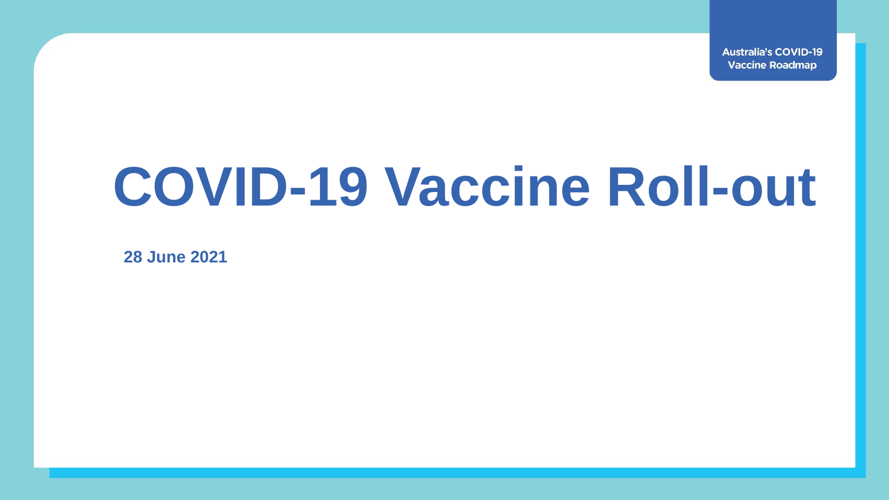Australia's COVID-19 Vaccine Roadmap

# COVID-19 Vaccine Roll-out

**28 June 2021**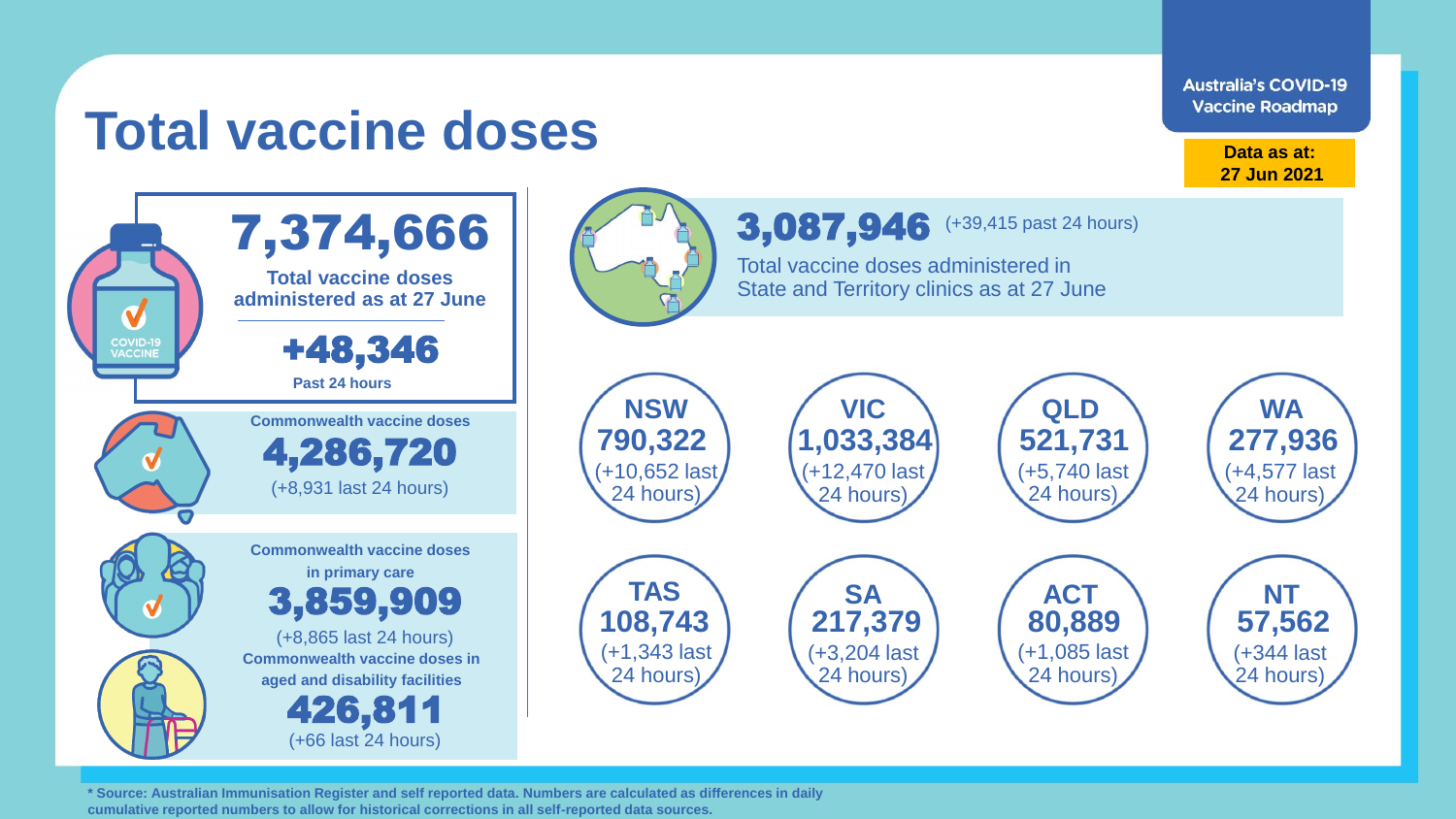# Total vaccine doses

**Australia's COVID-19 Vaccine Roadmap**

**Data as at: 27 Jun 2021**

## 7,374,666

**Total vaccine doses administered as at 27 June**

## +48,346

**Past 24 hours**

**Commonwealth vaccine doses**

## 4,286,720

(+8,931 last 24 hours)

**Commonwealth vaccine doses in primary care**

## 3,859,909

(+8,865 last 24 hours)

**Commonwealth vaccine doses in aged and disability facilities**

## 426,811

(+66 last 24 hours)

## 3,087,946

(+39,415 past 24 hours)

Total vaccine doses administered in State and Territory clinics as at 27 June

| State/Territory | Doses | Last 24 hours |
|---|---|---|
| NSW | 790,322 | +10,652 |
| VIC | 1,033,384 | +12,470 |
| QLD | 521,731 | +5,740 |
| WA | 277,936 | +4,577 |
| TAS | 108,743 | +1,343 |
| SA | 217,379 | +3,204 |
| ACT | 80,889 | +1,085 |
| NT | 57,562 | +344 |

**\* Source: Australian Immunisation Register and self reported data. Numbers are calculated as differences in daily cumulative reported numbers to allow for historical corrections in all self-reported data sources.**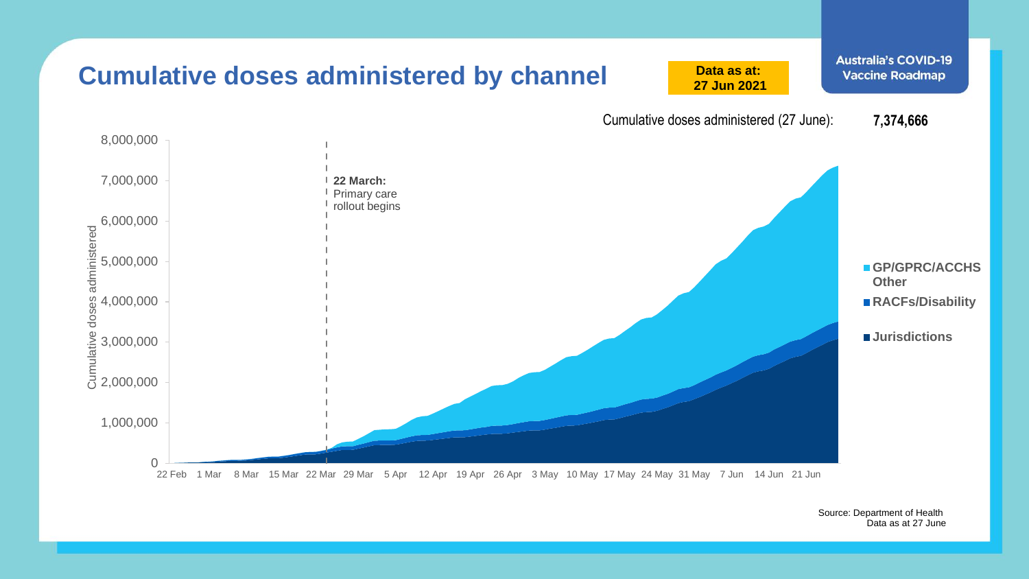# Cumulative doses administered by channel

**Data as at: 27 Jun 2021**

Australia's COVID-19 Vaccine Roadmap

Cumulative doses administered (27 June): **7,374,666**

22 March: Primary care rollout begins

- GP/GPRC/ACCHS Other
- RACFs/Disability
- Jurisdictions

Source: Department of Health
Data as at 27 June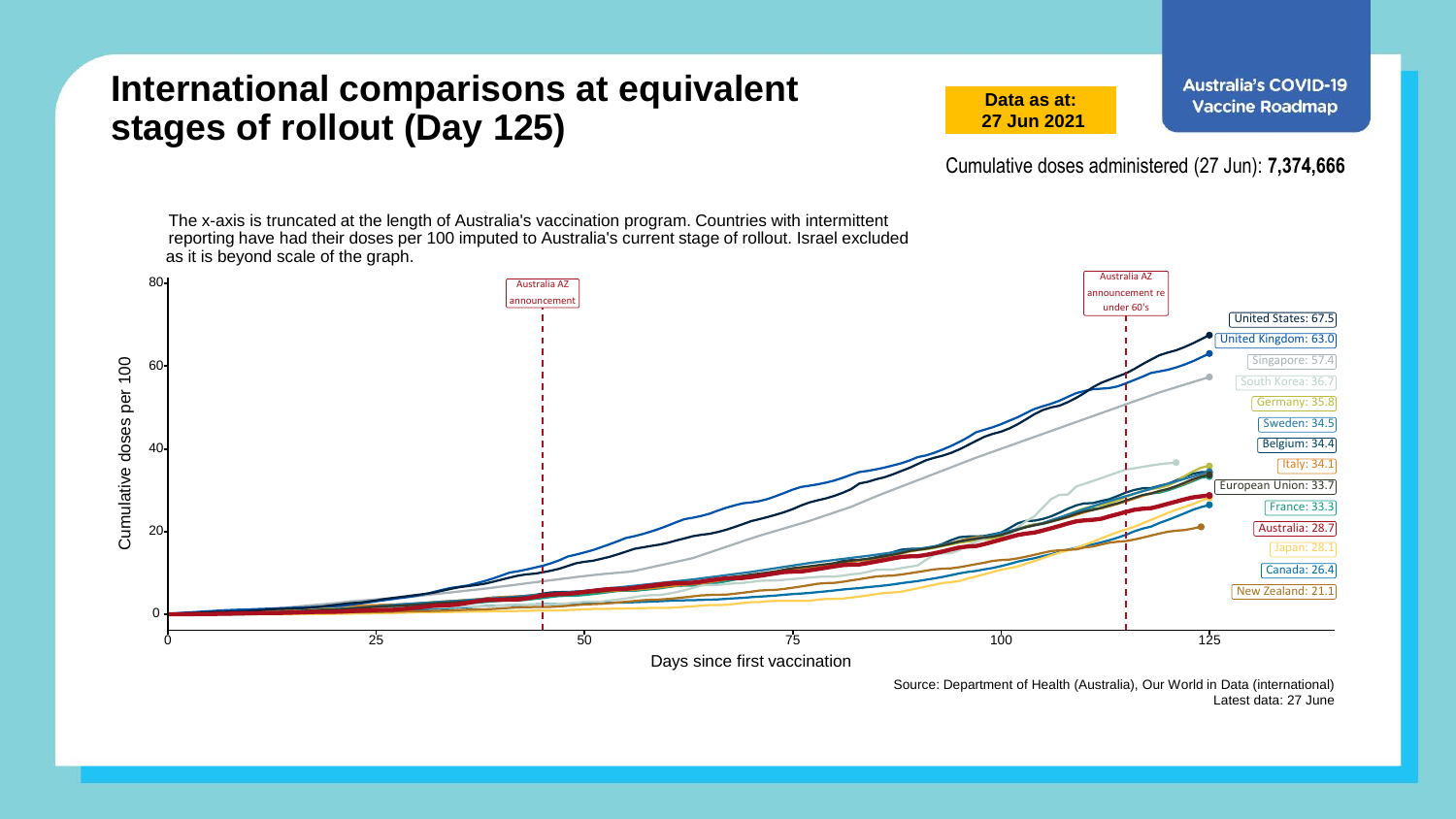# International comparisons at equivalent stages of rollout (Day 125)

**Data as at: 27 Jun 2021**

**Australia's COVID-19 Vaccine Roadmap**

Cumulative doses administered (27 Jun): **7,374,666**

The x-axis is truncated at the length of Australia's vaccination program. Countries with intermittent reporting have had their doses per 100 imputed to Australia's current stage of rollout. Israel excluded as it is beyond scale of the graph.

Cumulative doses per 100 (y-axis: 0–80) vs. Days since first vaccination (x-axis: 0–125)

Annotations: Australia AZ announcement (Day ~45); Australia AZ announcement re under 60's (Day ~115)

| Country | Cumulative doses per 100 |
|---|---|
| United States | 67.5 |
| United Kingdom | 63.0 |
| Singapore | 57.4 |
| South Korea | 36.7 |
| Germany | 35.8 |
| Sweden | 34.5 |
| Belgium | 34.4 |
| Italy | 34.1 |
| European Union | 33.7 |
| France | 33.3 |
| Australia | 28.7 |
| Japan | 28.1 |
| Canada | 26.4 |
| New Zealand | 21.1 |

Source: Department of Health (Australia), Our World in Data (international)
Latest data: 27 June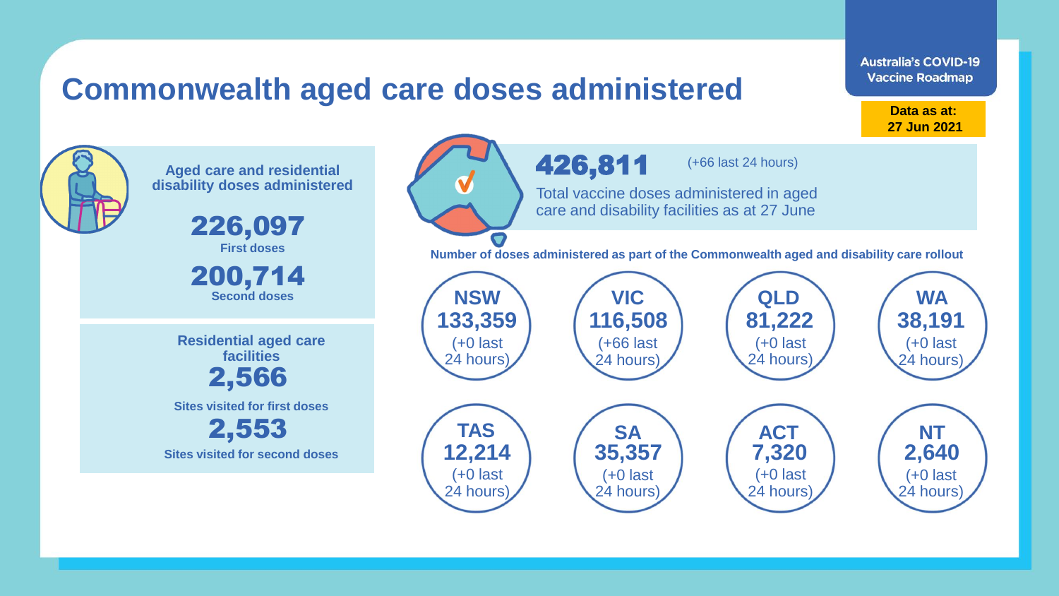# Commonwealth aged care doses administered

**Australia's COVID-19 Vaccine Roadmap**

**Data as at: 27 Jun 2021**

## Aged care and residential disability doses administered

**226,097**
First doses

**200,714**
Second doses

## Residential aged care facilities

**2,566**
Sites visited for first doses

**2,553**
Sites visited for second doses

**426,811** (+66 last 24 hours)

Total vaccine doses administered in aged care and disability facilities as at 27 June

**Number of doses administered as part of the Commonwealth aged and disability care rollout**

| Jurisdiction | Doses | Change |
|---|---|---|
| NSW | 133,359 | (+0 last 24 hours) |
| VIC | 116,508 | (+66 last 24 hours) |
| QLD | 81,222 | (+0 last 24 hours) |
| WA | 38,191 | (+0 last 24 hours) |
| TAS | 12,214 | (+0 last 24 hours) |
| SA | 35,357 | (+0 last 24 hours) |
| ACT | 7,320 | (+0 last 24 hours) |
| NT | 2,640 | (+0 last 24 hours) |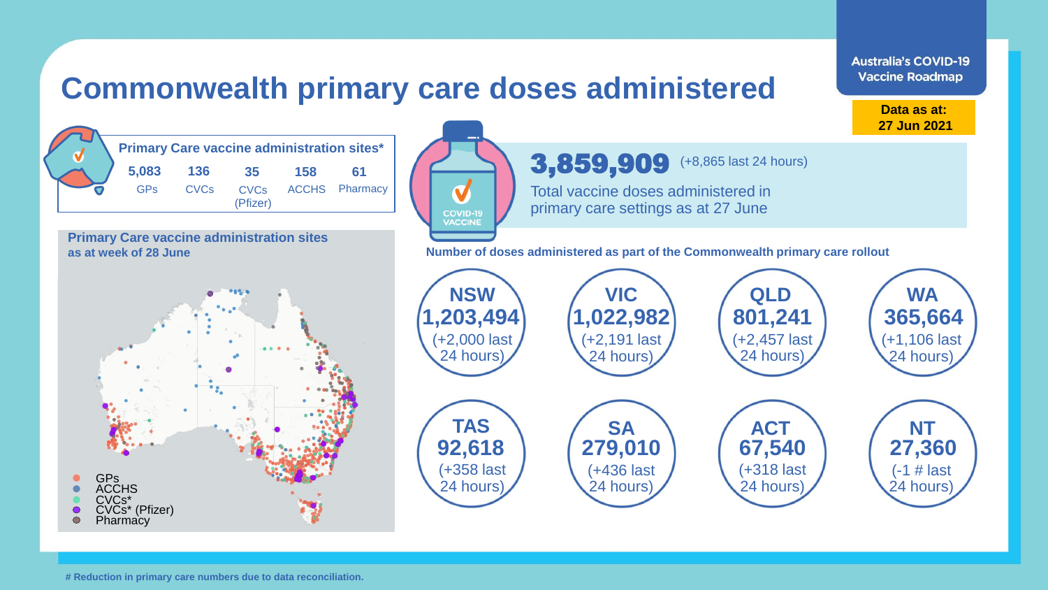# Commonwealth primary care doses administered

Australia's COVID-19 Vaccine Roadmap

**Data as at: 27 Jun 2021**

**Primary Care vaccine administration sites***

| 5,083 | 136 | 35 | 158 | 61 |
|---|---|---|---|---|
| GPs | CVCs | CVCs (Pfizer) | ACCHS | Pharmacy |

**3,859,909** (+8,865 last 24 hours)

Total vaccine doses administered in primary care settings as at 27 June

**Primary Care vaccine administration sites as at week of 28 June**

- GPs
- ACCHS
- CVCs*
- CVCs* (Pfizer)
- Pharmacy

**Number of doses administered as part of the Commonwealth primary care rollout**

| State | Doses | Change |
|---|---|---|
| NSW | 1,203,494 | (+2,000 last 24 hours) |
| VIC | 1,022,982 | (+2,191 last 24 hours) |
| QLD | 801,241 | (+2,457 last 24 hours) |
| WA | 365,664 | (+1,106 last 24 hours) |
| TAS | 92,618 | (+358 last 24 hours) |
| SA | 279,010 | (+436 last 24 hours) |
| ACT | 67,540 | (+318 last 24 hours) |
| NT | 27,360 | (-1 # last 24 hours) |

**# Reduction in primary care numbers due to data reconciliation.**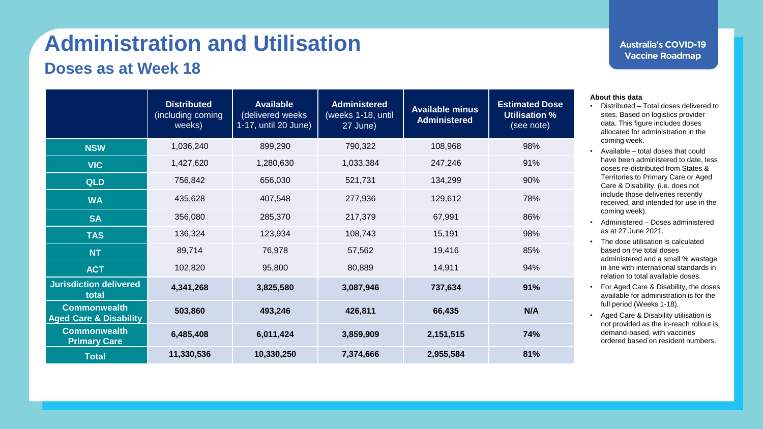# Administration and Utilisation

## Doses as at Week 18

Australia's COVID-19 Vaccine Roadmap

| | **Distributed** (including coming weeks) | **Available** (delivered weeks 1-17, until 20 June) | **Administered** (weeks 1-18, until 27 June) | **Available minus Administered** | **Estimated Dose Utilisation %** (see note) |
|---|---|---|---|---|---|
| **NSW** | 1,036,240 | 899,290 | 790,322 | 108,968 | 98% |
| **VIC** | 1,427,620 | 1,280,630 | 1,033,384 | 247,246 | 91% |
| **QLD** | 756,842 | 656,030 | 521,731 | 134,299 | 90% |
| **WA** | 435,628 | 407,548 | 277,936 | 129,612 | 78% |
| **SA** | 356,080 | 285,370 | 217,379 | 67,991 | 86% |
| **TAS** | 136,324 | 123,934 | 108,743 | 15,191 | 98% |
| **NT** | 89,714 | 76,978 | 57,562 | 19,416 | 85% |
| **ACT** | 102,820 | 95,800 | 80,889 | 14,911 | 94% |
| **Jurisdiction delivered total** | **4,341,268** | **3,825,580** | **3,087,946** | **737,634** | **91%** |
| **Commonwealth Aged Care & Disability** | **503,860** | **493,246** | **426,811** | **66,435** | **N/A** |
| **Commonwealth Primary Care** | **6,485,408** | **6,011,424** | **3,859,909** | **2,151,515** | **74%** |
| **Total** | **11,330,536** | **10,330,250** | **7,374,666** | **2,955,584** | **81%** |

**About this data**

- Distributed – Total doses delivered to sites. Based on logistics provider data. This figure includes doses allocated for administration in the coming week.
- Available – total doses that could have been administered to date, less doses re-distributed from States & Territories to Primary Care or Aged Care & Disability. (i.e. does not include those deliveries recently received, and intended for use in the coming week).
- Administered – Doses administered as at 27 June 2021.
- The dose utilisation is calculated based on the total doses administered and a small % wastage in line with international standards in relation to total available doses.
- For Aged Care & Disability, the doses available for administration is for the full period (Weeks 1-18).
- Aged Care & Disability utilisation is not provided as the in-reach rollout is demand-based, with vaccines ordered based on resident numbers.